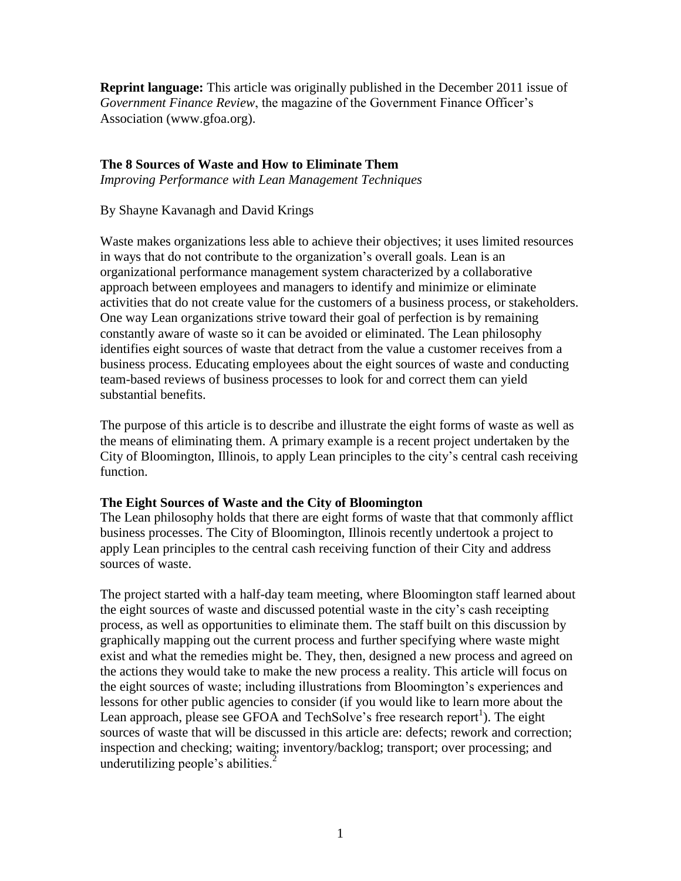**Reprint language:** This article was originally published in the December 2011 issue of *Government Finance Review*, the magazine of the Government Finance Officer's Association (www.gfoa.org).

# The 8 Sources of Waste and How to Eliminate Them

*Improving Performance with Lean Management Techniques*

By Shayne Kavanagh and David Krings

Waste makes organizations less able to achieve their objectives; it uses limited resources in ways that do not contribute to the organization's overall goals. Lean is an organizational performance management system characterized by a collaborative approach between employees and managers to identify and minimize or eliminate activities that do not create value for the customers of a business process, or stakeholders. One way Lean organizations strive toward their goal of perfection is by remaining constantly aware of waste so it can be avoided or eliminated. The Lean philosophy identifies eight sources of waste that detract from the value a customer receives from a business process. Educating employees about the eight sources of waste and conducting team-based reviews of business processes to look for and correct them can yield substantial benefits.

The purpose of this article is to describe and illustrate the eight forms of waste as well as the means of eliminating them. A primary example is a recent project undertaken by the City of Bloomington, Illinois, to apply Lean principles to the city's central cash receiving function.

## The Eight Sources of Waste and the City of Bloomington

The Lean philosophy holds that there are eight forms of waste that that commonly afflict business processes. The City of Bloomington, Illinois recently undertook a project to apply Lean principles to the central cash receiving function of their City and address sources of waste.

The project started with a half-day team meeting, where Bloomington staff learned about the eight sources of waste and discussed potential waste in the city's cash receipting process, as well as opportunities to eliminate them. The staff built on this discussion by graphically mapping out the current process and further specifying where waste might exist and what the remedies might be. They, then, designed a new process and agreed on the actions they would take to make the new process a reality. This article will focus on the eight sources of waste; including illustrations from Bloomington's experiences and lessons for other public agencies to consider (if you would like to learn more about the Lean approach, please see GFOA and TechSolve's free research report[1]). The eight sources of waste that will be discussed in this article are: defects; rework and correction; inspection and checking; waiting; inventory/backlog; transport; over processing; and underutilizing people's abilities.[2]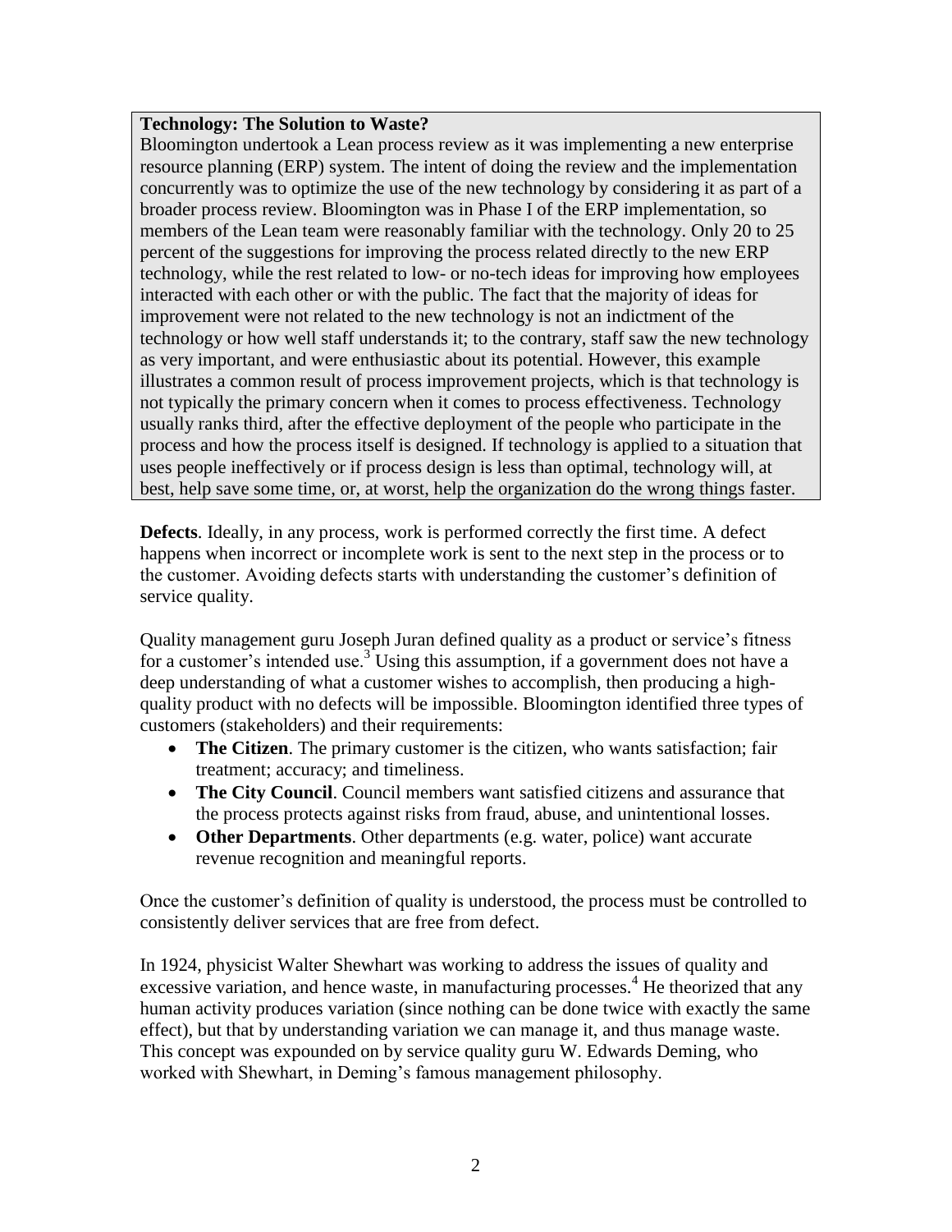**Technology: The Solution to Waste?**

Bloomington undertook a Lean process review as it was implementing a new enterprise resource planning (ERP) system. The intent of doing the review and the implementation concurrently was to optimize the use of the new technology by considering it as part of a broader process review. Bloomington was in Phase I of the ERP implementation, so members of the Lean team were reasonably familiar with the technology. Only 20 to 25 percent of the suggestions for improving the process related directly to the new ERP technology, while the rest related to low- or no-tech ideas for improving how employees interacted with each other or with the public. The fact that the majority of ideas for improvement were not related to the new technology is not an indictment of the technology or how well staff understands it; to the contrary, staff saw the new technology as very important, and were enthusiastic about its potential. However, this example illustrates a common result of process improvement projects, which is that technology is not typically the primary concern when it comes to process effectiveness. Technology usually ranks third, after the effective deployment of the people who participate in the process and how the process itself is designed. If technology is applied to a situation that uses people ineffectively or if process design is less than optimal, technology will, at best, help save some time, or, at worst, help the organization do the wrong things faster.

**Defects**. Ideally, in any process, work is performed correctly the first time. A defect happens when incorrect or incomplete work is sent to the next step in the process or to the customer. Avoiding defects starts with understanding the customer's definition of service quality.

Quality management guru Joseph Juran defined quality as a product or service's fitness for a customer's intended use.[3] Using this assumption, if a government does not have a deep understanding of what a customer wishes to accomplish, then producing a high-quality product with no defects will be impossible. Bloomington identified three types of customers (stakeholders) and their requirements:

- **The Citizen**. The primary customer is the citizen, who wants satisfaction; fair treatment; accuracy; and timeliness.
- **The City Council**. Council members want satisfied citizens and assurance that the process protects against risks from fraud, abuse, and unintentional losses.
- **Other Departments**. Other departments (e.g. water, police) want accurate revenue recognition and meaningful reports.

Once the customer's definition of quality is understood, the process must be controlled to consistently deliver services that are free from defect.

In 1924, physicist Walter Shewhart was working to address the issues of quality and excessive variation, and hence waste, in manufacturing processes.[4] He theorized that any human activity produces variation (since nothing can be done twice with exactly the same effect), but that by understanding variation we can manage it, and thus manage waste. This concept was expounded on by service quality guru W. Edwards Deming, who worked with Shewhart, in Deming's famous management philosophy.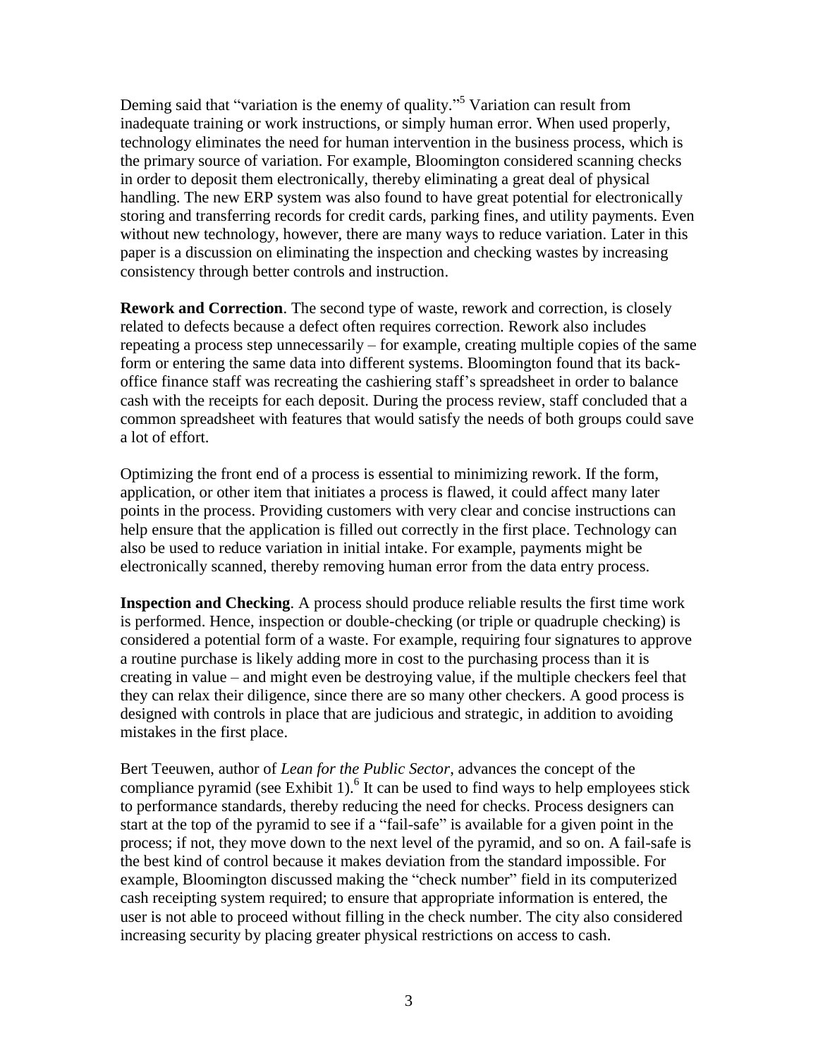Deming said that "variation is the enemy of quality."[5] Variation can result from inadequate training or work instructions, or simply human error. When used properly, technology eliminates the need for human intervention in the business process, which is the primary source of variation. For example, Bloomington considered scanning checks in order to deposit them electronically, thereby eliminating a great deal of physical handling. The new ERP system was also found to have great potential for electronically storing and transferring records for credit cards, parking fines, and utility payments. Even without new technology, however, there are many ways to reduce variation. Later in this paper is a discussion on eliminating the inspection and checking wastes by increasing consistency through better controls and instruction.

**Rework and Correction**. The second type of waste, rework and correction, is closely related to defects because a defect often requires correction. Rework also includes repeating a process step unnecessarily – for example, creating multiple copies of the same form or entering the same data into different systems. Bloomington found that its back-office finance staff was recreating the cashiering staff's spreadsheet in order to balance cash with the receipts for each deposit. During the process review, staff concluded that a common spreadsheet with features that would satisfy the needs of both groups could save a lot of effort.

Optimizing the front end of a process is essential to minimizing rework. If the form, application, or other item that initiates a process is flawed, it could affect many later points in the process. Providing customers with very clear and concise instructions can help ensure that the application is filled out correctly in the first place. Technology can also be used to reduce variation in initial intake. For example, payments might be electronically scanned, thereby removing human error from the data entry process.

**Inspection and Checking**. A process should produce reliable results the first time work is performed. Hence, inspection or double-checking (or triple or quadruple checking) is considered a potential form of a waste. For example, requiring four signatures to approve a routine purchase is likely adding more in cost to the purchasing process than it is creating in value – and might even be destroying value, if the multiple checkers feel that they can relax their diligence, since there are so many other checkers. A good process is designed with controls in place that are judicious and strategic, in addition to avoiding mistakes in the first place.

Bert Teeuwen, author of *Lean for the Public Sector*, advances the concept of the compliance pyramid (see Exhibit 1).[6] It can be used to find ways to help employees stick to performance standards, thereby reducing the need for checks. Process designers can start at the top of the pyramid to see if a "fail-safe" is available for a given point in the process; if not, they move down to the next level of the pyramid, and so on. A fail-safe is the best kind of control because it makes deviation from the standard impossible. For example, Bloomington discussed making the "check number" field in its computerized cash receipting system required; to ensure that appropriate information is entered, the user is not able to proceed without filling in the check number. The city also considered increasing security by placing greater physical restrictions on access to cash.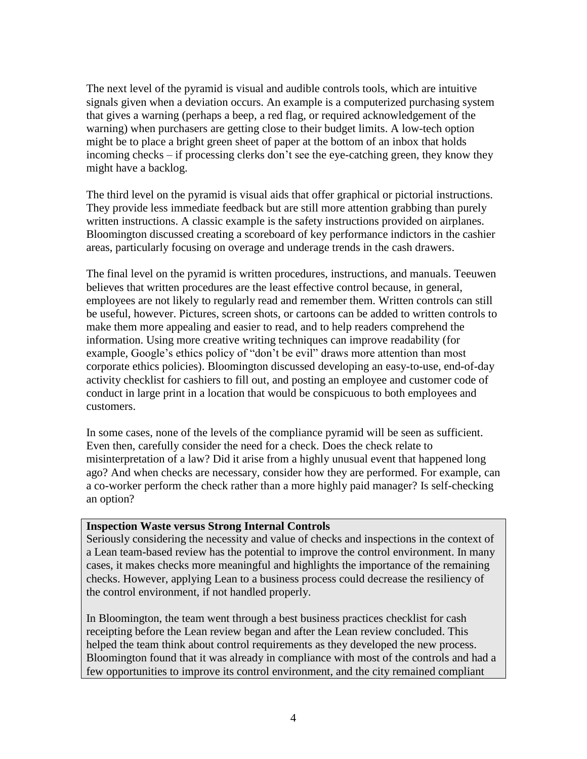The next level of the pyramid is visual and audible controls tools, which are intuitive signals given when a deviation occurs. An example is a computerized purchasing system that gives a warning (perhaps a beep, a red flag, or required acknowledgement of the warning) when purchasers are getting close to their budget limits. A low-tech option might be to place a bright green sheet of paper at the bottom of an inbox that holds incoming checks – if processing clerks don't see the eye-catching green, they know they might have a backlog.

The third level on the pyramid is visual aids that offer graphical or pictorial instructions. They provide less immediate feedback but are still more attention grabbing than purely written instructions. A classic example is the safety instructions provided on airplanes. Bloomington discussed creating a scoreboard of key performance indictors in the cashier areas, particularly focusing on overage and underage trends in the cash drawers.

The final level on the pyramid is written procedures, instructions, and manuals. Teeuwen believes that written procedures are the least effective control because, in general, employees are not likely to regularly read and remember them. Written controls can still be useful, however. Pictures, screen shots, or cartoons can be added to written controls to make them more appealing and easier to read, and to help readers comprehend the information. Using more creative writing techniques can improve readability (for example, Google's ethics policy of "don't be evil" draws more attention than most corporate ethics policies). Bloomington discussed developing an easy-to-use, end-of-day activity checklist for cashiers to fill out, and posting an employee and customer code of conduct in large print in a location that would be conspicuous to both employees and customers.

In some cases, none of the levels of the compliance pyramid will be seen as sufficient. Even then, carefully consider the need for a check. Does the check relate to misinterpretation of a law? Did it arise from a highly unusual event that happened long ago? And when checks are necessary, consider how they are performed. For example, can a co-worker perform the check rather than a more highly paid manager? Is self-checking an option?

**Inspection Waste versus Strong Internal Controls**

Seriously considering the necessity and value of checks and inspections in the context of a Lean team-based review has the potential to improve the control environment. In many cases, it makes checks more meaningful and highlights the importance of the remaining checks. However, applying Lean to a business process could decrease the resiliency of the control environment, if not handled properly.

In Bloomington, the team went through a best business practices checklist for cash receipting before the Lean review began and after the Lean review concluded. This helped the team think about control requirements as they developed the new process. Bloomington found that it was already in compliance with most of the controls and had a few opportunities to improve its control environment, and the city remained compliant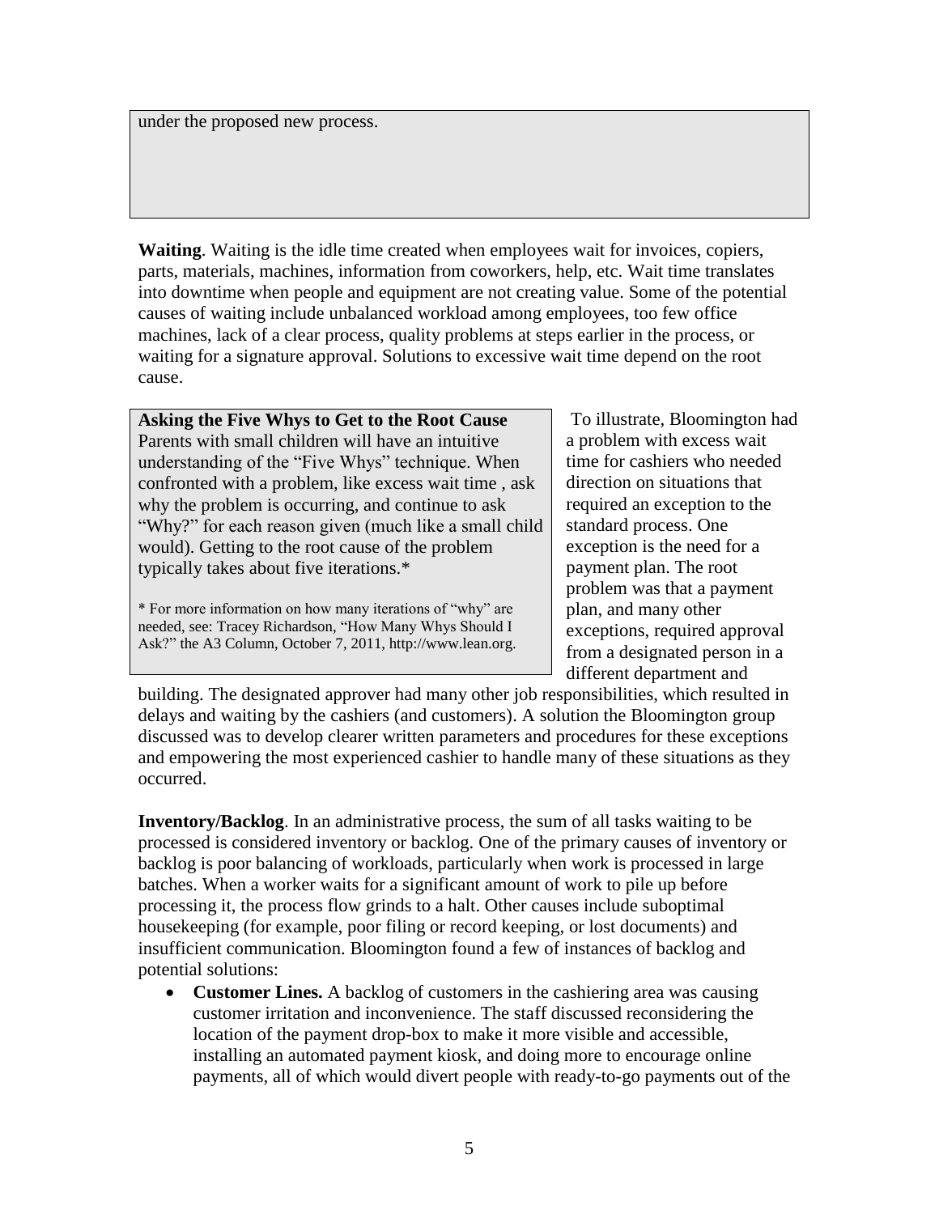under the proposed new process.

**Waiting**. Waiting is the idle time created when employees wait for invoices, copiers, parts, materials, machines, information from coworkers, help, etc. Wait time translates into downtime when people and equipment are not creating value. Some of the potential causes of waiting include unbalanced workload among employees, too few office machines, lack of a clear process, quality problems at steps earlier in the process, or waiting for a signature approval. Solutions to excessive wait time depend on the root cause.

> **Asking the Five Whys to Get to the Root Cause**
> Parents with small children will have an intuitive understanding of the "Five Whys" technique. When confronted with a problem, like excess wait time , ask why the problem is occurring, and continue to ask "Why?" for each reason given (much like a small child would). Getting to the root cause of the problem typically takes about five iterations.*
>
> * For more information on how many iterations of "why" are needed, see: Tracey Richardson, "How Many Whys Should I Ask?" the A3 Column, October 7, 2011, http://www.lean.org.

To illustrate, Bloomington had a problem with excess wait time for cashiers who needed direction on situations that required an exception to the standard process. One exception is the need for a payment plan. The root problem was that a payment plan, and many other exceptions, required approval from a designated person in a different department and building. The designated approver had many other job responsibilities, which resulted in delays and waiting by the cashiers (and customers). A solution the Bloomington group discussed was to develop clearer written parameters and procedures for these exceptions and empowering the most experienced cashier to handle many of these situations as they occurred.

**Inventory/Backlog**. In an administrative process, the sum of all tasks waiting to be processed is considered inventory or backlog. One of the primary causes of inventory or backlog is poor balancing of workloads, particularly when work is processed in large batches. When a worker waits for a significant amount of work to pile up before processing it, the process flow grinds to a halt. Other causes include suboptimal housekeeping (for example, poor filing or record keeping, or lost documents) and insufficient communication. Bloomington found a few of instances of backlog and potential solutions:

- **Customer Lines.** A backlog of customers in the cashiering area was causing customer irritation and inconvenience. The staff discussed reconsidering the location of the payment drop-box to make it more visible and accessible, installing an automated payment kiosk, and doing more to encourage online payments, all of which would divert people with ready-to-go payments out of the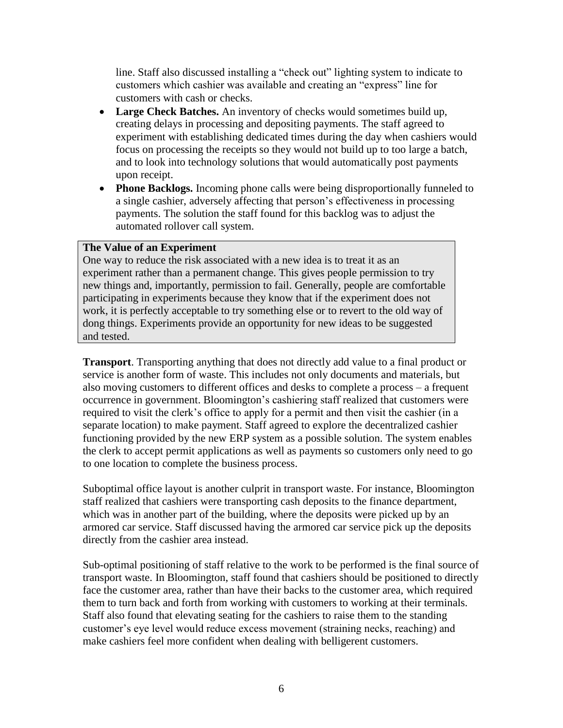line. Staff also discussed installing a “check out” lighting system to indicate to customers which cashier was available and creating an “express” line for customers with cash or checks.

- **Large Check Batches.** An inventory of checks would sometimes build up, creating delays in processing and depositing payments. The staff agreed to experiment with establishing dedicated times during the day when cashiers would focus on processing the receipts so they would not build up to too large a batch, and to look into technology solutions that would automatically post payments upon receipt.
- **Phone Backlogs.** Incoming phone calls were being disproportionally funneled to a single cashier, adversely affecting that person’s effectiveness in processing payments. The solution the staff found for this backlog was to adjust the automated rollover call system.

> **The Value of an Experiment**
> One way to reduce the risk associated with a new idea is to treat it as an experiment rather than a permanent change. This gives people permission to try new things and, importantly, permission to fail. Generally, people are comfortable participating in experiments because they know that if the experiment does not work, it is perfectly acceptable to try something else or to revert to the old way of dong things. Experiments provide an opportunity for new ideas to be suggested and tested.

**Transport**. Transporting anything that does not directly add value to a final product or service is another form of waste. This includes not only documents and materials, but also moving customers to different offices and desks to complete a process – a frequent occurrence in government. Bloomington’s cashiering staff realized that customers were required to visit the clerk’s office to apply for a permit and then visit the cashier (in a separate location) to make payment. Staff agreed to explore the decentralized cashier functioning provided by the new ERP system as a possible solution. The system enables the clerk to accept permit applications as well as payments so customers only need to go to one location to complete the business process.

Suboptimal office layout is another culprit in transport waste. For instance, Bloomington staff realized that cashiers were transporting cash deposits to the finance department, which was in another part of the building, where the deposits were picked up by an armored car service. Staff discussed having the armored car service pick up the deposits directly from the cashier area instead.

Sub-optimal positioning of staff relative to the work to be performed is the final source of transport waste. In Bloomington, staff found that cashiers should be positioned to directly face the customer area, rather than have their backs to the customer area, which required them to turn back and forth from working with customers to working at their terminals. Staff also found that elevating seating for the cashiers to raise them to the standing customer’s eye level would reduce excess movement (straining necks, reaching) and make cashiers feel more confident when dealing with belligerent customers.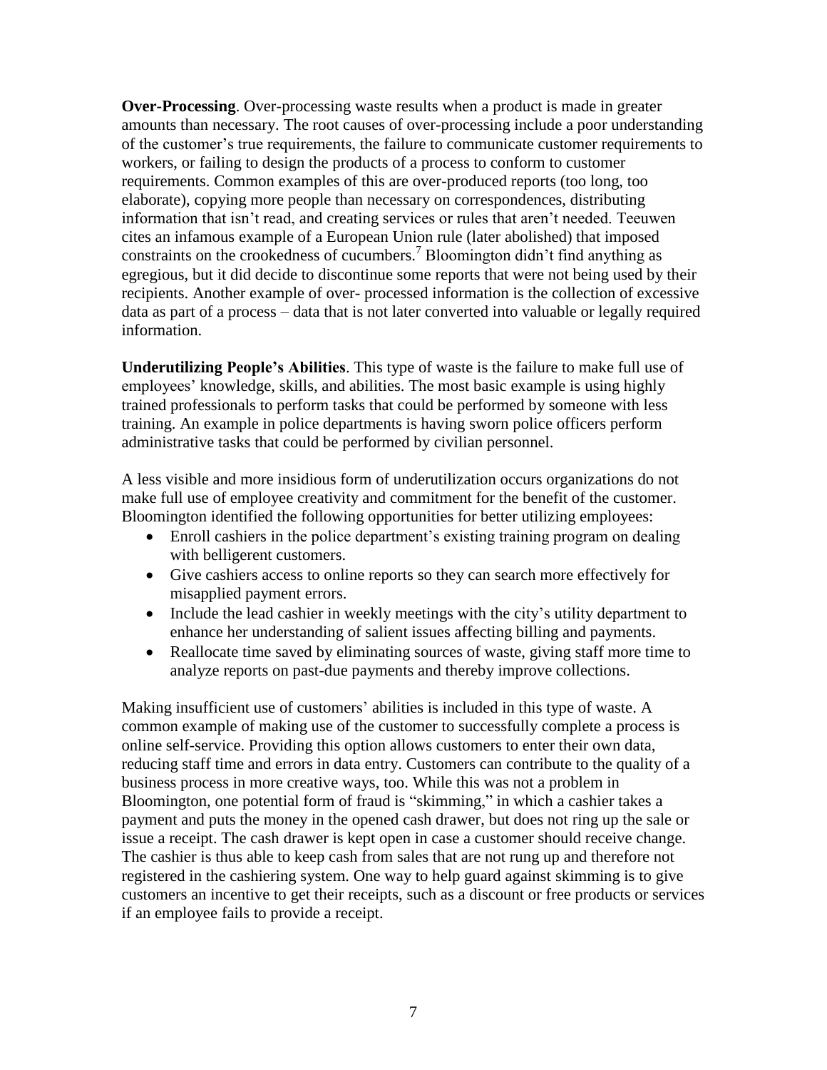**Over-Processing**. Over-processing waste results when a product is made in greater amounts than necessary. The root causes of over-processing include a poor understanding of the customer's true requirements, the failure to communicate customer requirements to workers, or failing to design the products of a process to conform to customer requirements. Common examples of this are over-produced reports (too long, too elaborate), copying more people than necessary on correspondences, distributing information that isn't read, and creating services or rules that aren't needed. Teeuwen cites an infamous example of a European Union rule (later abolished) that imposed constraints on the crookedness of cucumbers.[7] Bloomington didn't find anything as egregious, but it did decide to discontinue some reports that were not being used by their recipients. Another example of over- processed information is the collection of excessive data as part of a process – data that is not later converted into valuable or legally required information.

**Underutilizing People's Abilities**. This type of waste is the failure to make full use of employees' knowledge, skills, and abilities. The most basic example is using highly trained professionals to perform tasks that could be performed by someone with less training. An example in police departments is having sworn police officers perform administrative tasks that could be performed by civilian personnel.

A less visible and more insidious form of underutilization occurs organizations do not make full use of employee creativity and commitment for the benefit of the customer. Bloomington identified the following opportunities for better utilizing employees:

- Enroll cashiers in the police department's existing training program on dealing with belligerent customers.
- Give cashiers access to online reports so they can search more effectively for misapplied payment errors.
- Include the lead cashier in weekly meetings with the city's utility department to enhance her understanding of salient issues affecting billing and payments.
- Reallocate time saved by eliminating sources of waste, giving staff more time to analyze reports on past-due payments and thereby improve collections.

Making insufficient use of customers' abilities is included in this type of waste. A common example of making use of the customer to successfully complete a process is online self-service. Providing this option allows customers to enter their own data, reducing staff time and errors in data entry. Customers can contribute to the quality of a business process in more creative ways, too. While this was not a problem in Bloomington, one potential form of fraud is "skimming," in which a cashier takes a payment and puts the money in the opened cash drawer, but does not ring up the sale or issue a receipt. The cash drawer is kept open in case a customer should receive change. The cashier is thus able to keep cash from sales that are not rung up and therefore not registered in the cashiering system. One way to help guard against skimming is to give customers an incentive to get their receipts, such as a discount or free products or services if an employee fails to provide a receipt.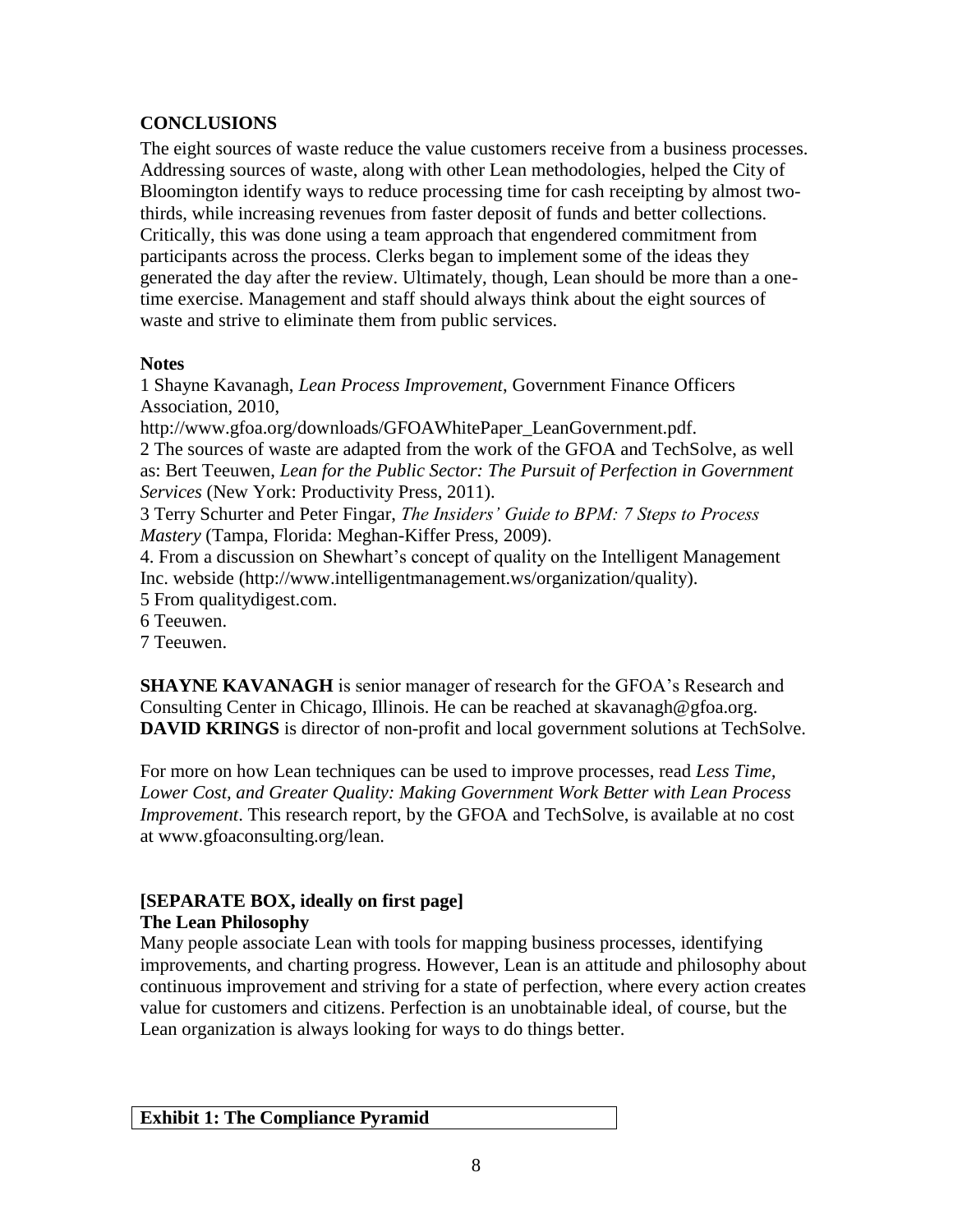## CONCLUSIONS

The eight sources of waste reduce the value customers receive from a business processes. Addressing sources of waste, along with other Lean methodologies, helped the City of Bloomington identify ways to reduce processing time for cash receipting by almost two-thirds, while increasing revenues from faster deposit of funds and better collections. Critically, this was done using a team approach that engendered commitment from participants across the process. Clerks began to implement some of the ideas they generated the day after the review. Ultimately, though, Lean should be more than a one-time exercise. Management and staff should always think about the eight sources of waste and strive to eliminate them from public services.

### Notes

1 Shayne Kavanagh, *Lean Process Improvement*, Government Finance Officers Association, 2010, http://www.gfoa.org/downloads/GFOAWhitePaper_LeanGovernment.pdf.
2 The sources of waste are adapted from the work of the GFOA and TechSolve, as well as: Bert Teeuwen, *Lean for the Public Sector: The Pursuit of Perfection in Government Services* (New York: Productivity Press, 2011).
3 Terry Schurter and Peter Fingar, *The Insiders' Guide to BPM: 7 Steps to Process Mastery* (Tampa, Florida: Meghan-Kiffer Press, 2009).
4. From a discussion on Shewhart's concept of quality on the Intelligent Management Inc. webside (http://www.intelligentmanagement.ws/organization/quality).
5 From qualitydigest.com.
6 Teeuwen.
7 Teeuwen.

**SHAYNE KAVANAGH** is senior manager of research for the GFOA's Research and Consulting Center in Chicago, Illinois. He can be reached at skavanagh@gfoa.org.
**DAVID KRINGS** is director of non-profit and local government solutions at TechSolve.

For more on how Lean techniques can be used to improve processes, read *Less Time, Lower Cost, and Greater Quality: Making Government Work Better with Lean Process Improvement*. This research report, by the GFOA and TechSolve, is available at no cost at www.gfoaconsulting.org/lean.

**[SEPARATE BOX, ideally on first page]**
**The Lean Philosophy**
Many people associate Lean with tools for mapping business processes, identifying improvements, and charting progress. However, Lean is an attitude and philosophy about continuous improvement and striving for a state of perfection, where every action creates value for customers and citizens. Perfection is an unobtainable ideal, of course, but the Lean organization is always looking for ways to do things better.

| Exhibit 1: The Compliance Pyramid |
|---|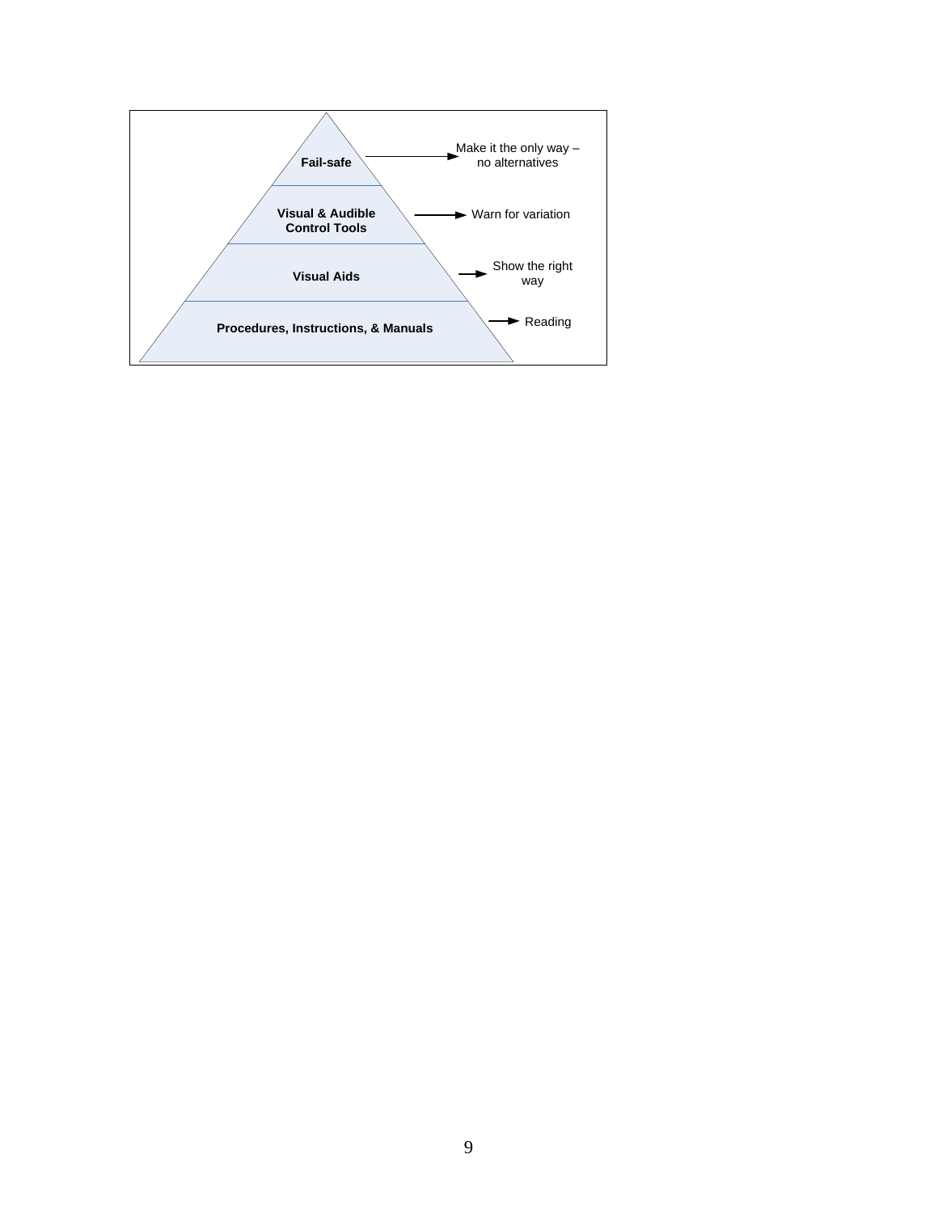Fail-safe

Make it the only way – no alternatives

Visual & Audible Control Tools

Warn for variation

Visual Aids

Show the right way

Procedures, Instructions, & Manuals

Reading